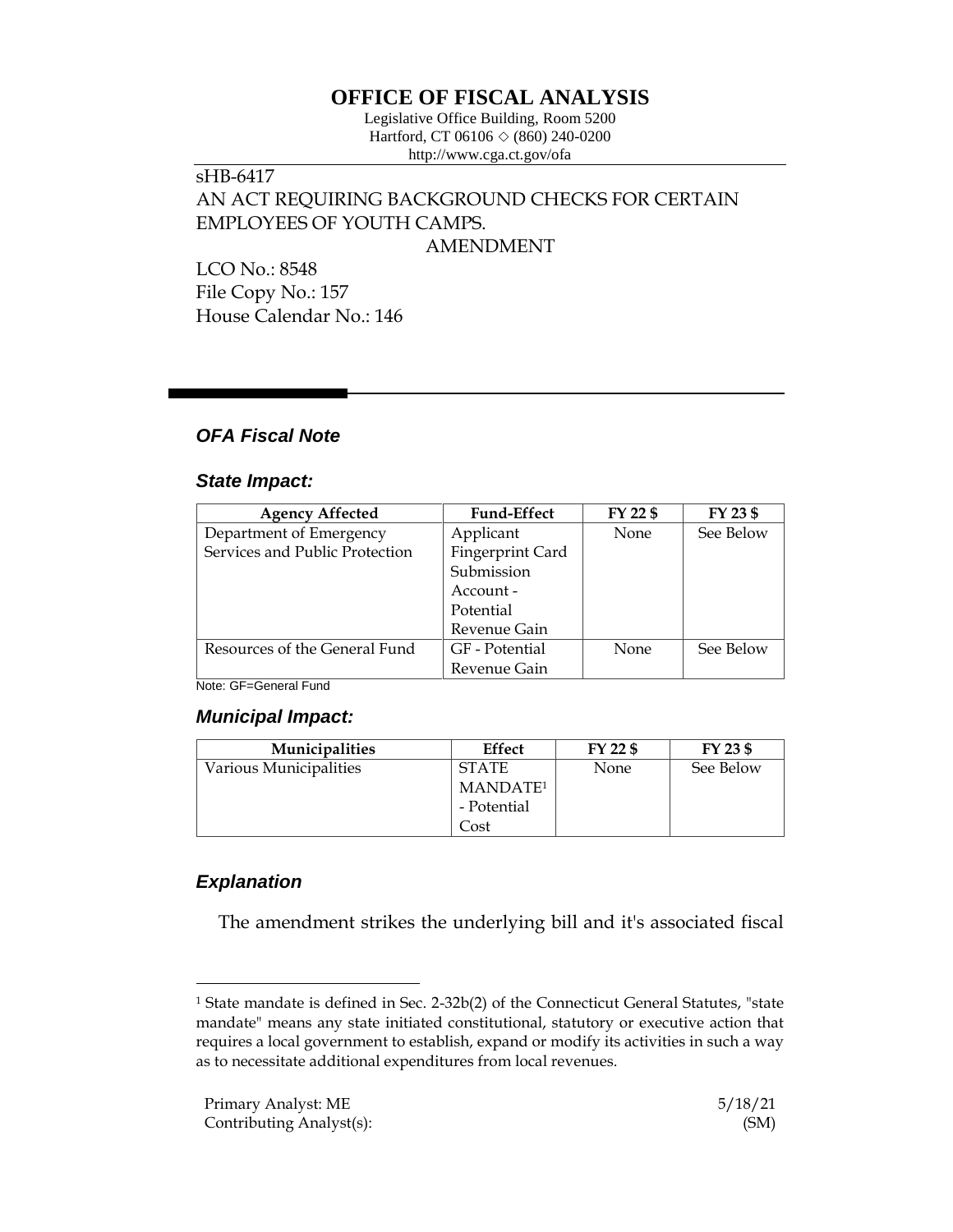# OFFICE OF FISCAL ANALYSIS

Legislative Office Building, Room 5200
Hartford, CT 06106 ◇ (860) 240-0200
http://www.cga.ct.gov/ofa

sHB-6417
AN ACT REQUIRING BACKGROUND CHECKS FOR CERTAIN EMPLOYEES OF YOUTH CAMPS.
AMENDMENT

LCO No.: 8548
File Copy No.: 157
House Calendar No.: 146

## *OFA Fiscal Note*

### *State Impact:*

| Agency Affected | Fund-Effect | FY 22 $ | FY 23 $ |
|---|---|---|---|
| Department of Emergency Services and Public Protection | Applicant Fingerprint Card Submission Account - Potential Revenue Gain | None | See Below |
| Resources of the General Fund | GF - Potential Revenue Gain | None | See Below |

Note: GF=General Fund

### *Municipal Impact:*

| Municipalities | Effect | FY 22 $ | FY 23 $ |
|---|---|---|---|
| Various Municipalities | STATE MANDATE[1] - Potential Cost | None | See Below |

### *Explanation*

The amendment strikes the underlying bill and it's associated fiscal

[1] State mandate is defined in Sec. 2-32b(2) of the Connecticut General Statutes, "state mandate" means any state initiated constitutional, statutory or executive action that requires a local government to establish, expand or modify its activities in such a way as to necessitate additional expenditures from local revenues.

Primary Analyst: ME
Contributing Analyst(s):
5/18/21
(SM)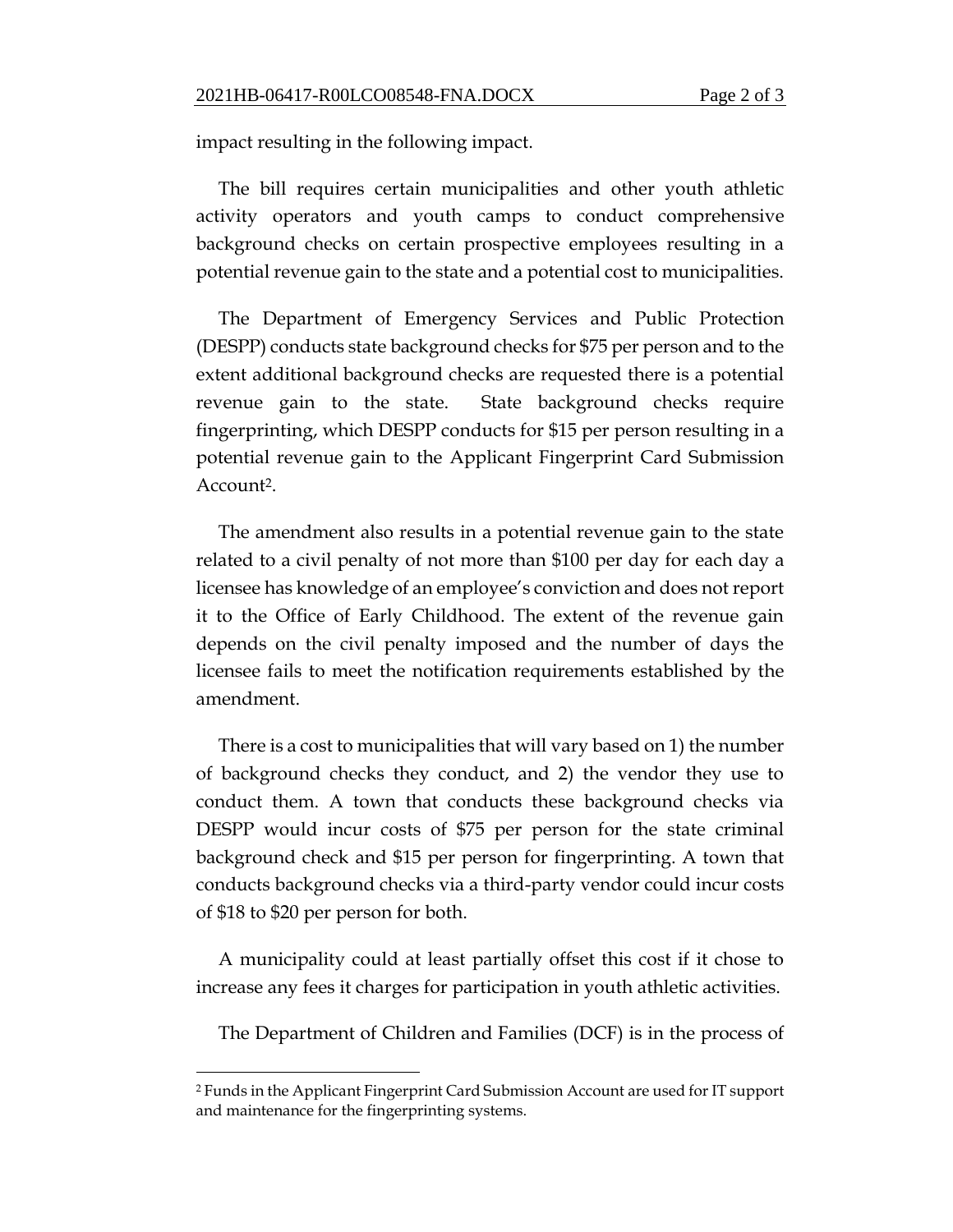impact resulting in the following impact.

The bill requires certain municipalities and other youth athletic activity operators and youth camps to conduct comprehensive background checks on certain prospective employees resulting in a potential revenue gain to the state and a potential cost to municipalities.

The Department of Emergency Services and Public Protection (DESPP) conducts state background checks for $75 per person and to the extent additional background checks are requested there is a potential revenue gain to the state. State background checks require fingerprinting, which DESPP conducts for $15 per person resulting in a potential revenue gain to the Applicant Fingerprint Card Submission Account[2].

The amendment also results in a potential revenue gain to the state related to a civil penalty of not more than $100 per day for each day a licensee has knowledge of an employee's conviction and does not report it to the Office of Early Childhood. The extent of the revenue gain depends on the civil penalty imposed and the number of days the licensee fails to meet the notification requirements established by the amendment.

There is a cost to municipalities that will vary based on 1) the number of background checks they conduct, and 2) the vendor they use to conduct them. A town that conducts these background checks via DESPP would incur costs of $75 per person for the state criminal background check and $15 per person for fingerprinting. A town that conducts background checks via a third-party vendor could incur costs of $18 to $20 per person for both.

A municipality could at least partially offset this cost if it chose to increase any fees it charges for participation in youth athletic activities.

The Department of Children and Families (DCF) is in the process of

[2] Funds in the Applicant Fingerprint Card Submission Account are used for IT support and maintenance for the fingerprinting systems.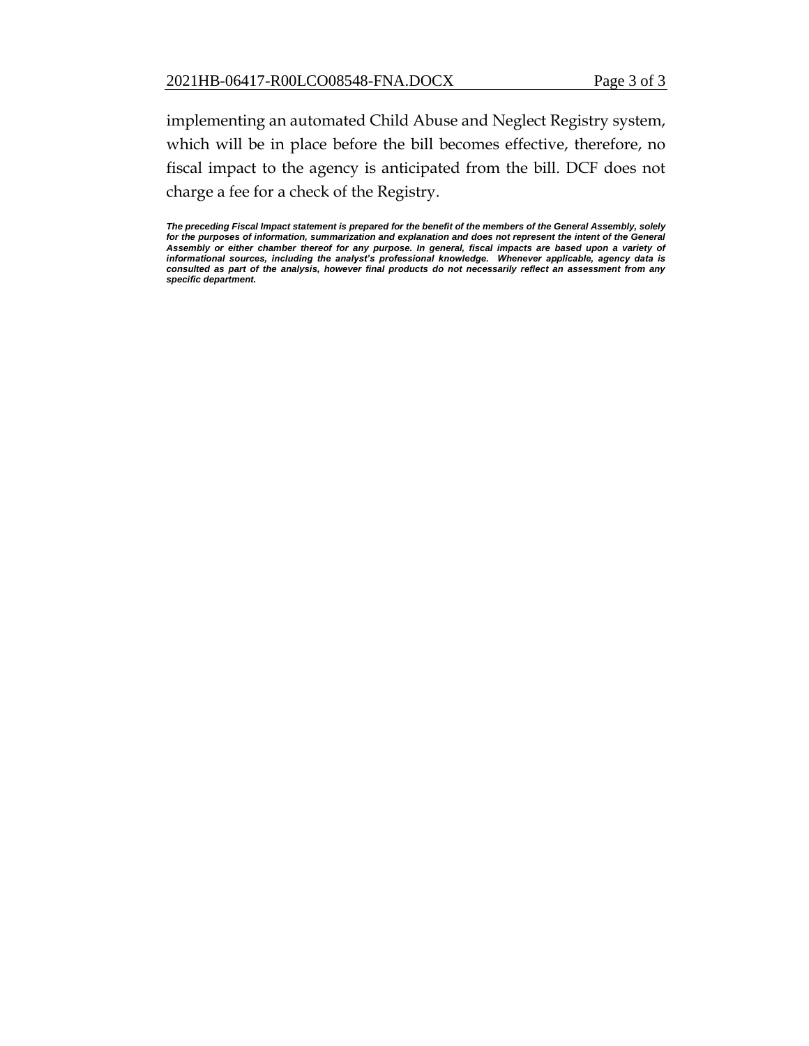implementing an automated Child Abuse and Neglect Registry system, which will be in place before the bill becomes effective, therefore, no fiscal impact to the agency is anticipated from the bill. DCF does not charge a fee for a check of the Registry.

***The preceding Fiscal Impact statement is prepared for the benefit of the members of the General Assembly, solely for the purposes of information, summarization and explanation and does not represent the intent of the General Assembly or either chamber thereof for any purpose. In general, fiscal impacts are based upon a variety of informational sources, including the analyst's professional knowledge. Whenever applicable, agency data is consulted as part of the analysis, however final products do not necessarily reflect an assessment from any specific department.***